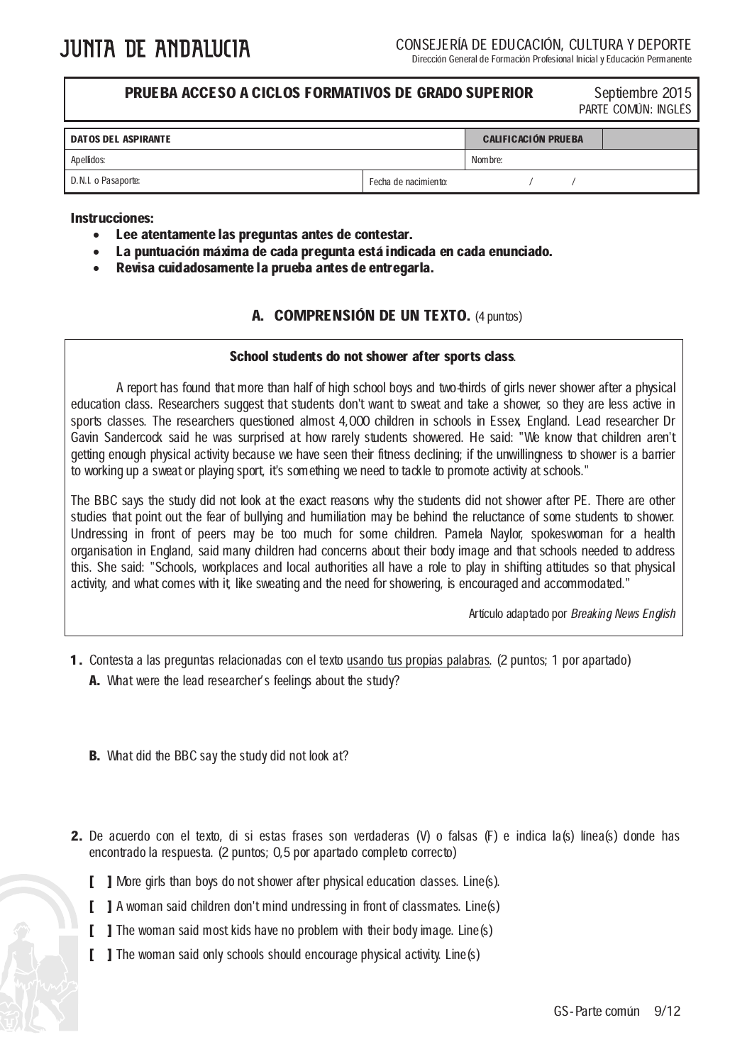JUNTA DE ANDALUCIA

CONSEJERÍA DE EDUCACIÓN, CULTURA Y DEPORTE
Dirección General de Formación Profesional Inicial y Educación Permanente

**PRUEBA ACCESO A CICLOS FORMATIVOS DE GRADO SUPERIOR** — Septiembre 2015
PARTE COMÚN: INGLÉS

| DATOS DEL ASPIRANTE | | CALIFICACIÓN PRUEBA | |
|---|---|---|---|
| Apellidos: | | Nombre: | |
| D.N.I. o Pasaporte: | Fecha de nacimiento: / / | | |

**Instrucciones:**

- **Lee atentamente las preguntas antes de contestar.**
- **La puntuación máxima de cada pregunta está indicada en cada enunciado.**
- **Revisa cuidadosamente la prueba antes de entregarla.**

## A. COMPRENSIÓN DE UN TEXTO. (4 puntos)

**School students do not shower after sports class**.

A report has found that more than half of high school boys and two-thirds of girls never shower after a physical education class. Researchers suggest that students don't want to sweat and take a shower, so they are less active in sports classes. The researchers questioned almost 4,000 children in schools in Essex, England. Lead researcher Dr Gavin Sandercock said he was surprised at how rarely students showered. He said: "We know that children aren't getting enough physical activity because we have seen their fitness declining; if the unwillingness to shower is a barrier to working up a sweat or playing sport, it's something we need to tackle to promote activity at schools."

The BBC says the study did not look at the exact reasons why the students did not shower after PE. There are other studies that point out the fear of bullying and humiliation may be behind the reluctance of some students to shower. Undressing in front of peers may be too much for some children. Pamela Naylor, spokeswoman for a health organisation in England, said many children had concerns about their body image and that schools needed to address this. She said: "Schools, workplaces and local authorities all have a role to play in shifting attitudes so that physical activity, and what comes with it, like sweating and the need for showering, is encouraged and accommodated."

Artículo adaptado por *Breaking News English*

**1.** Contesta a las preguntas relacionadas con el texto usando tus propias palabras. (2 puntos; 1 por apartado)

**A.** What were the lead researcher's feelings about the study?

**B.** What did the BBC say the study did not look at?

**2.** De acuerdo con el texto, di si estas frases son verdaderas (V) o falsas (F) e indica la(s) línea(s) donde has encontrado la respuesta. (2 puntos; 0,5 por apartado completo correcto)

[ ] More girls than boys do not shower after physical education classes. Line(s).

[ ] A woman said children don't mind undressing in front of classmates. Line(s)

[ ] The woman said most kids have no problem with their body image. Line(s)

[ ] The woman said only schools should encourage physical activity. Line(s)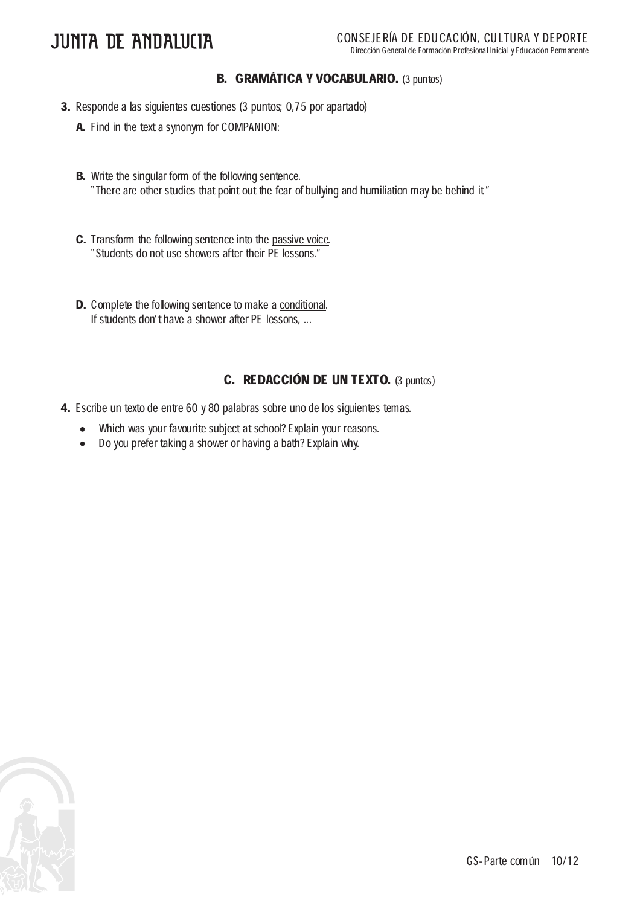## B. GRAMÁTICA Y VOCABULARIO. (3 puntos)

**3.** Responde a las siguientes cuestiones (3 puntos; 0,75 por apartado)

**A.** Find in the text a <u>synonym</u> for COMPANION:

**B.** Write the <u>singular form</u> of the following sentence.
"There are other studies that point out the fear of bullying and humiliation may be behind it."

**C.** Transform the following sentence into the <u>passive voice</u>.
"Students do not use showers after their PE lessons."

**D.** Complete the following sentence to make a <u>conditional</u>.
If students don't have a shower after PE lessons, ...

## C. REDACCIÓN DE UN TEXTO. (3 puntos)

**4.** Escribe un texto de entre 60 y 80 palabras <u>sobre uno</u> de los siguientes temas.

- Which was your favourite subject at school? Explain your reasons.
- Do you prefer taking a shower or having a bath? Explain why.